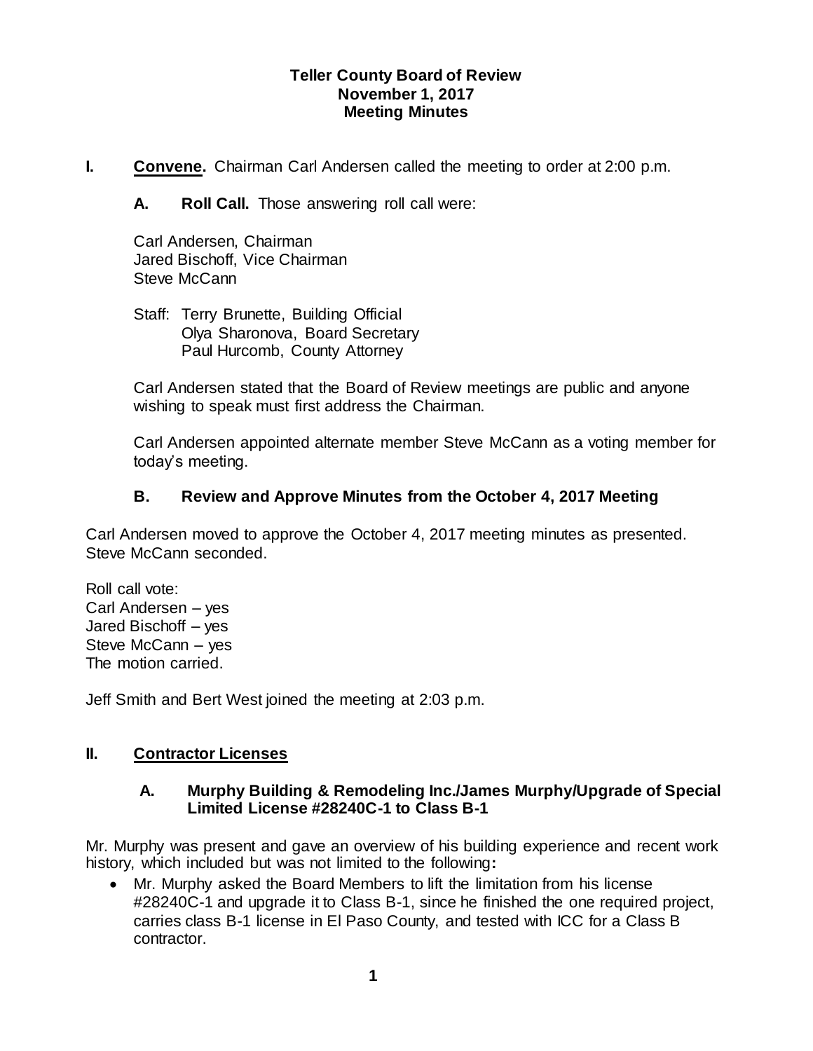**Teller County Board of Review**
**November 1, 2017**
**Meeting Minutes**

**I. Convene.** Chairman Carl Andersen called the meeting to order at 2:00 p.m.

**A. Roll Call.** Those answering roll call were:

Carl Andersen, Chairman
Jared Bischoff, Vice Chairman
Steve McCann

Staff: Terry Brunette, Building Official
Olya Sharonova, Board Secretary
Paul Hurcomb, County Attorney

Carl Andersen stated that the Board of Review meetings are public and anyone wishing to speak must first address the Chairman.

Carl Andersen appointed alternate member Steve McCann as a voting member for today's meeting.

**B. Review and Approve Minutes from the October 4, 2017 Meeting**

Carl Andersen moved to approve the October 4, 2017 meeting minutes as presented. Steve McCann seconded.

Roll call vote:
Carl Andersen – yes
Jared Bischoff – yes
Steve McCann – yes
The motion carried.

Jeff Smith and Bert West joined the meeting at 2:03 p.m.

## II. Contractor Licenses

**A. Murphy Building & Remodeling Inc./James Murphy/Upgrade of Special Limited License #28240C-1 to Class B-1**

Mr. Murphy was present and gave an overview of his building experience and recent work history, which included but was not limited to the following**:**

- Mr. Murphy asked the Board Members to lift the limitation from his license #28240C-1 and upgrade it to Class B-1, since he finished the one required project, carries class B-1 license in El Paso County, and tested with ICC for a Class B contractor.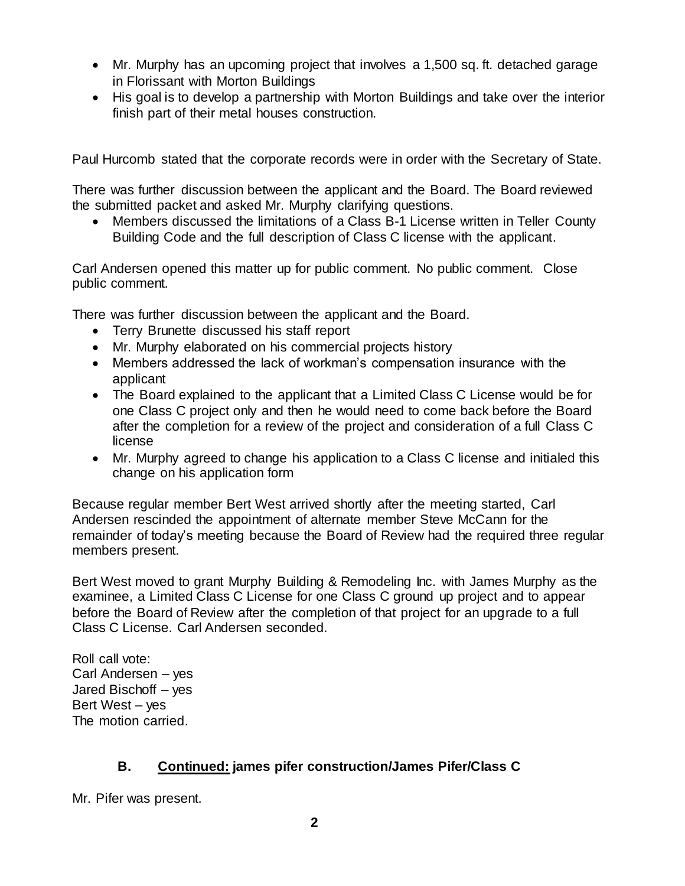- Mr. Murphy has an upcoming project that involves a 1,500 sq. ft. detached garage in Florissant with Morton Buildings
- His goal is to develop a partnership with Morton Buildings and take over the interior finish part of their metal houses construction.

Paul Hurcomb stated that the corporate records were in order with the Secretary of State.

There was further discussion between the applicant and the Board. The Board reviewed the submitted packet and asked Mr. Murphy clarifying questions.

- Members discussed the limitations of a Class B-1 License written in Teller County Building Code and the full description of Class C license with the applicant.

Carl Andersen opened this matter up for public comment. No public comment. Close public comment.

There was further discussion between the applicant and the Board.

- Terry Brunette discussed his staff report
- Mr. Murphy elaborated on his commercial projects history
- Members addressed the lack of workman's compensation insurance with the applicant
- The Board explained to the applicant that a Limited Class C License would be for one Class C project only and then he would need to come back before the Board after the completion for a review of the project and consideration of a full Class C license
- Mr. Murphy agreed to change his application to a Class C license and initialed this change on his application form

Because regular member Bert West arrived shortly after the meeting started, Carl Andersen rescinded the appointment of alternate member Steve McCann for the remainder of today's meeting because the Board of Review had the required three regular members present.

Bert West moved to grant Murphy Building & Remodeling Inc. with James Murphy as the examinee, a Limited Class C License for one Class C ground up project and to appear before the Board of Review after the completion of that project for an upgrade to a full Class C License. Carl Andersen seconded.

Roll call vote:
Carl Andersen – yes
Jared Bischoff – yes
Bert West – yes
The motion carried.

### B. <u>Continued:</u> james pifer construction/James Pifer/Class C

Mr. Pifer was present.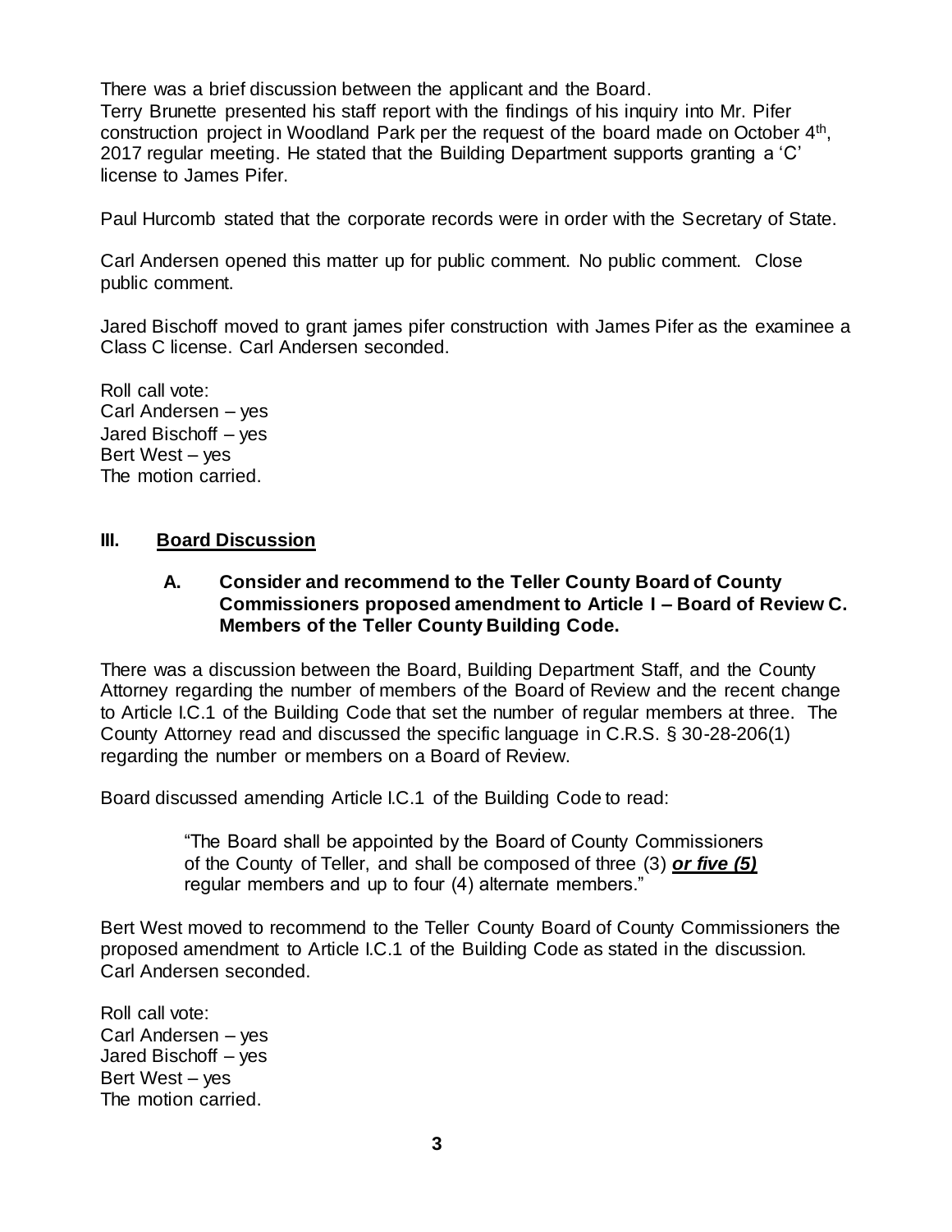There was a brief discussion between the applicant and the Board.
Terry Brunette presented his staff report with the findings of his inquiry into Mr. Pifer construction project in Woodland Park per the request of the board made on October 4th, 2017 regular meeting. He stated that the Building Department supports granting a 'C' license to James Pifer.

Paul Hurcomb stated that the corporate records were in order with the Secretary of State.

Carl Andersen opened this matter up for public comment. No public comment. Close public comment.

Jared Bischoff moved to grant james pifer construction with James Pifer as the examinee a Class C license. Carl Andersen seconded.

Roll call vote:
Carl Andersen – yes
Jared Bischoff – yes
Bert West – yes
The motion carried.

## III. Board Discussion

### A. Consider and recommend to the Teller County Board of County Commissioners proposed amendment to Article I – Board of Review C. Members of the Teller County Building Code.

There was a discussion between the Board, Building Department Staff, and the County Attorney regarding the number of members of the Board of Review and the recent change to Article I.C.1 of the Building Code that set the number of regular members at three. The County Attorney read and discussed the specific language in C.R.S. § 30-28-206(1) regarding the number or members on a Board of Review.

Board discussed amending Article I.C.1 of the Building Code to read:

> "The Board shall be appointed by the Board of County Commissioners of the County of Teller, and shall be composed of three (3) ***or five (5)*** regular members and up to four (4) alternate members."

Bert West moved to recommend to the Teller County Board of County Commissioners the proposed amendment to Article I.C.1 of the Building Code as stated in the discussion. Carl Andersen seconded.

Roll call vote:
Carl Andersen – yes
Jared Bischoff – yes
Bert West – yes
The motion carried.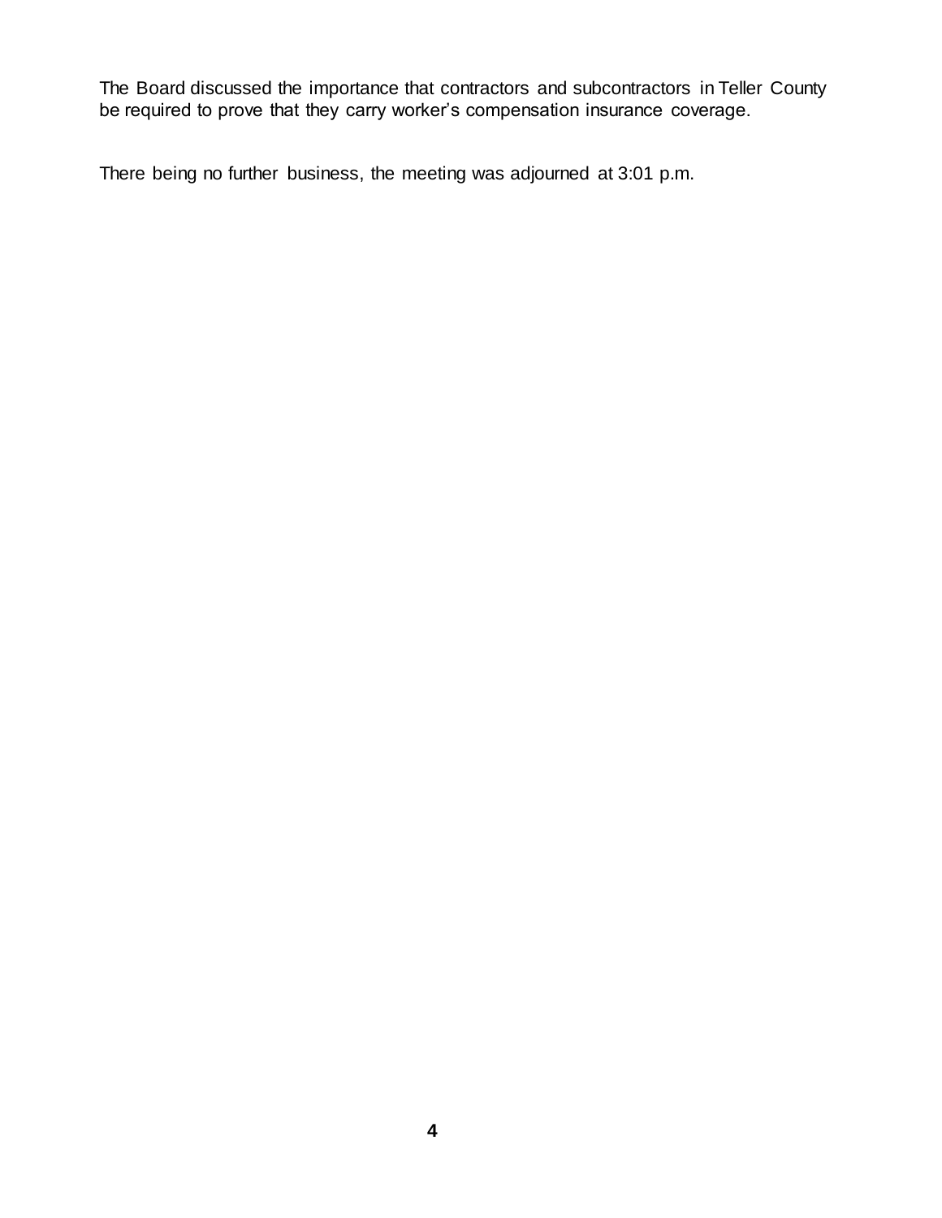The Board discussed the importance that contractors and subcontractors in Teller County be required to prove that they carry worker's compensation insurance coverage.

There being no further business, the meeting was adjourned at 3:01 p.m.